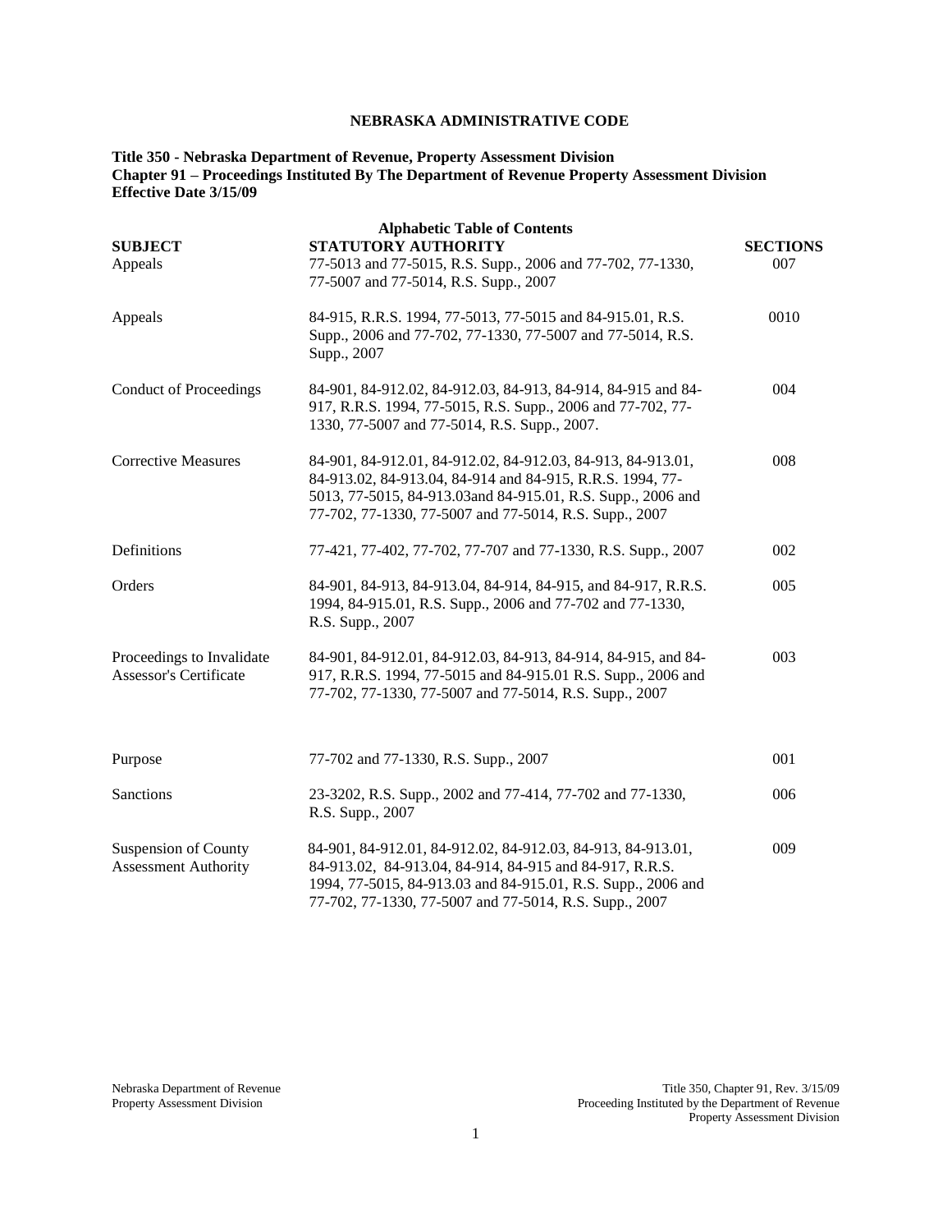# NEBRASKA ADMINISTRATIVE CODE

**Title 350 - Nebraska Department of Revenue, Property Assessment Division**
**Chapter 91 – Proceedings Instituted By The Department of Revenue Property Assessment Division**
**Effective Date 3/15/09**

**Alphabetic Table of Contents**

| SUBJECT | STATUTORY AUTHORITY | SECTIONS |
|---|---|---|
| Appeals | 77-5013 and 77-5015, R.S. Supp., 2006 and 77-702, 77-1330, 77-5007 and 77-5014, R.S. Supp., 2007 | 007 |
| Appeals | 84-915, R.R.S. 1994, 77-5013, 77-5015 and 84-915.01, R.S. Supp., 2006 and 77-702, 77-1330, 77-5007 and 77-5014, R.S. Supp., 2007 | 0010 |
| Conduct of Proceedings | 84-901, 84-912.02, 84-912.03, 84-913, 84-914, 84-915 and 84-917, R.R.S. 1994, 77-5015, R.S. Supp., 2006 and 77-702, 77-1330, 77-5007 and 77-5014, R.S. Supp., 2007. | 004 |
| Corrective Measures | 84-901, 84-912.01, 84-912.02, 84-912.03, 84-913, 84-913.01, 84-913.02, 84-913.04, 84-914 and 84-915, R.R.S. 1994, 77-5013, 77-5015, 84-913.03and 84-915.01, R.S. Supp., 2006 and 77-702, 77-1330, 77-5007 and 77-5014, R.S. Supp., 2007 | 008 |
| Definitions | 77-421, 77-402, 77-702, 77-707 and 77-1330, R.S. Supp., 2007 | 002 |
| Orders | 84-901, 84-913, 84-913.04, 84-914, 84-915, and 84-917, R.R.S. 1994, 84-915.01, R.S. Supp., 2006 and 77-702 and 77-1330, R.S. Supp., 2007 | 005 |
| Proceedings to Invalidate Assessor's Certificate | 84-901, 84-912.01, 84-912.03, 84-913, 84-914, 84-915, and 84-917, R.R.S. 1994, 77-5015 and 84-915.01 R.S. Supp., 2006 and 77-702, 77-1330, 77-5007 and 77-5014, R.S. Supp., 2007 | 003 |
| Purpose | 77-702 and 77-1330, R.S. Supp., 2007 | 001 |
| Sanctions | 23-3202, R.S. Supp., 2002 and 77-414, 77-702 and 77-1330, R.S. Supp., 2007 | 006 |
| Suspension of County Assessment Authority | 84-901, 84-912.01, 84-912.02, 84-912.03, 84-913, 84-913.01, 84-913.02, 84-913.04, 84-914, 84-915 and 84-917, R.R.S. 1994, 77-5015, 84-913.03 and 84-915.01, R.S. Supp., 2006 and 77-702, 77-1330, 77-5007 and 77-5014, R.S. Supp., 2007 | 009 |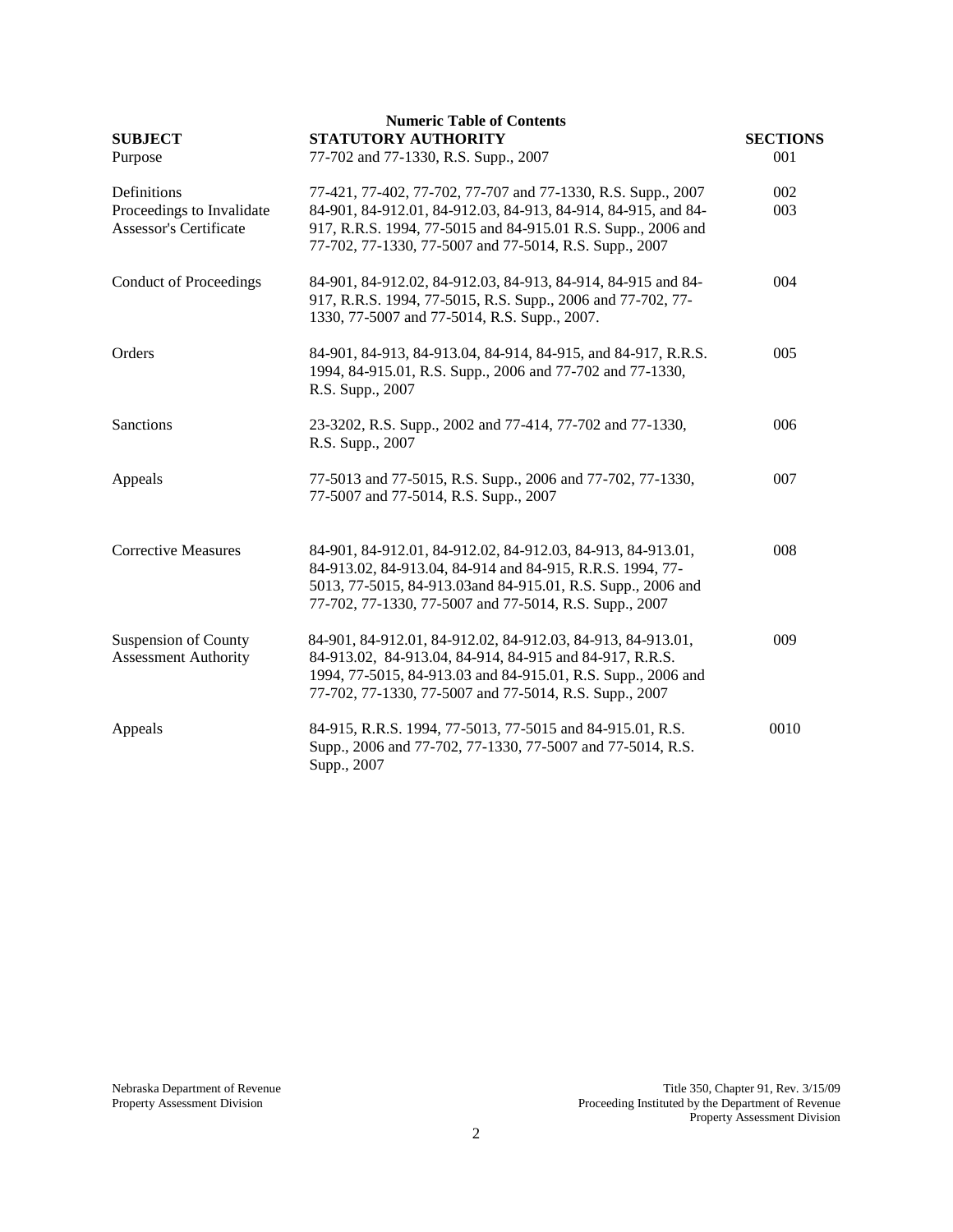## Numeric Table of Contents

| SUBJECT | STATUTORY AUTHORITY | SECTIONS |
|---|---|---|
| Purpose | 77-702 and 77-1330, R.S. Supp., 2007 | 001 |
| Definitions | 77-421, 77-402, 77-702, 77-707 and 77-1330, R.S. Supp., 2007 | 002 |
| Proceedings to Invalidate Assessor's Certificate | 84-901, 84-912.01, 84-912.03, 84-913, 84-914, 84-915, and 84-917, R.R.S. 1994, 77-5015 and 84-915.01 R.S. Supp., 2006 and 77-702, 77-1330, 77-5007 and 77-5014, R.S. Supp., 2007 | 003 |
| Conduct of Proceedings | 84-901, 84-912.02, 84-912.03, 84-913, 84-914, 84-915 and 84-917, R.R.S. 1994, 77-5015, R.S. Supp., 2006 and 77-702, 77-1330, 77-5007 and 77-5014, R.S. Supp., 2007. | 004 |
| Orders | 84-901, 84-913, 84-913.04, 84-914, 84-915, and 84-917, R.R.S. 1994, 84-915.01, R.S. Supp., 2006 and 77-702 and 77-1330, R.S. Supp., 2007 | 005 |
| Sanctions | 23-3202, R.S. Supp., 2002 and 77-414, 77-702 and 77-1330, R.S. Supp., 2007 | 006 |
| Appeals | 77-5013 and 77-5015, R.S. Supp., 2006 and 77-702, 77-1330, 77-5007 and 77-5014, R.S. Supp., 2007 | 007 |
| Corrective Measures | 84-901, 84-912.01, 84-912.02, 84-912.03, 84-913, 84-913.01, 84-913.02, 84-913.04, 84-914 and 84-915, R.R.S. 1994, 77-5013, 77-5015, 84-913.03and 84-915.01, R.S. Supp., 2006 and 77-702, 77-1330, 77-5007 and 77-5014, R.S. Supp., 2007 | 008 |
| Suspension of County Assessment Authority | 84-901, 84-912.01, 84-912.02, 84-912.03, 84-913, 84-913.01, 84-913.02, 84-913.04, 84-914, 84-915 and 84-917, R.R.S. 1994, 77-5015, 84-913.03 and 84-915.01, R.S. Supp., 2006 and 77-702, 77-1330, 77-5007 and 77-5014, R.S. Supp., 2007 | 009 |
| Appeals | 84-915, R.R.S. 1994, 77-5013, 77-5015 and 84-915.01, R.S. Supp., 2006 and 77-702, 77-1330, 77-5007 and 77-5014, R.S. Supp., 2007 | 0010 |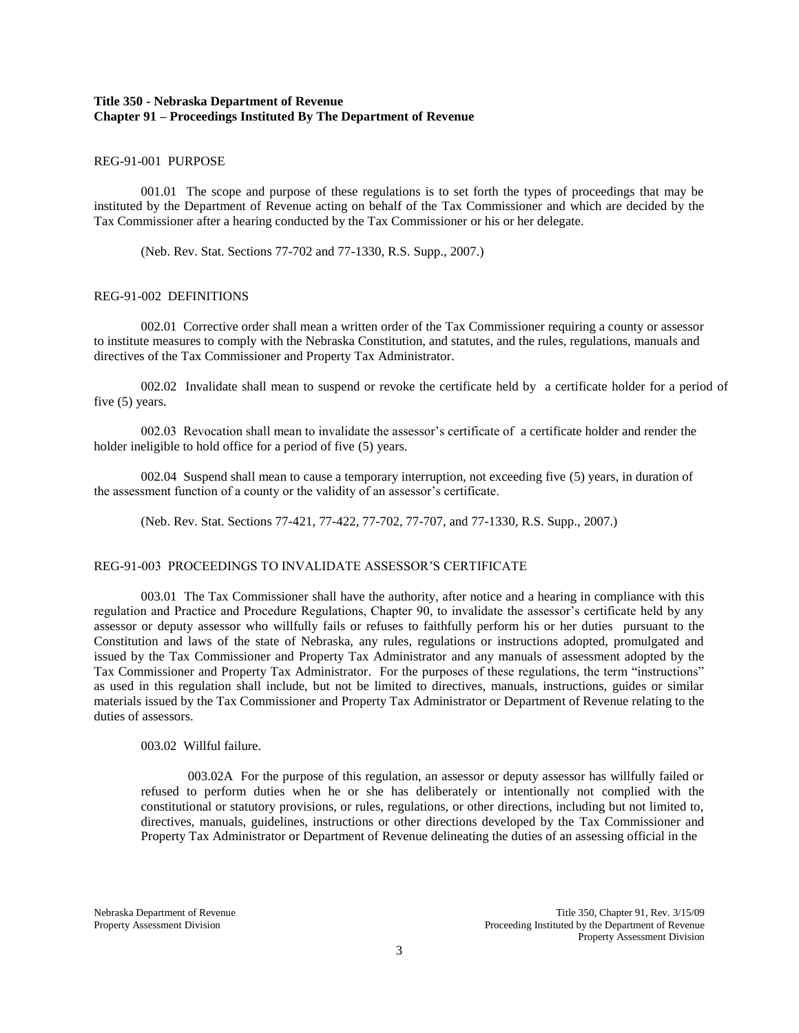**Title 350 - Nebraska Department of Revenue**
**Chapter 91 – Proceedings Instituted By The Department of Revenue**

REG-91-001 PURPOSE

001.01 The scope and purpose of these regulations is to set forth the types of proceedings that may be instituted by the Department of Revenue acting on behalf of the Tax Commissioner and which are decided by the Tax Commissioner after a hearing conducted by the Tax Commissioner or his or her delegate.

(Neb. Rev. Stat. Sections 77-702 and 77-1330, R.S. Supp., 2007.)

REG-91-002 DEFINITIONS

002.01 Corrective order shall mean a written order of the Tax Commissioner requiring a county or assessor to institute measures to comply with the Nebraska Constitution, and statutes, and the rules, regulations, manuals and directives of the Tax Commissioner and Property Tax Administrator.

002.02 Invalidate shall mean to suspend or revoke the certificate held by a certificate holder for a period of five (5) years.

002.03 Revocation shall mean to invalidate the assessor's certificate of a certificate holder and render the holder ineligible to hold office for a period of five (5) years.

002.04 Suspend shall mean to cause a temporary interruption, not exceeding five (5) years, in duration of the assessment function of a county or the validity of an assessor's certificate.

(Neb. Rev. Stat. Sections 77-421, 77-422, 77-702, 77-707, and 77-1330, R.S. Supp., 2007.)

REG-91-003 PROCEEDINGS TO INVALIDATE ASSESSOR'S CERTIFICATE

003.01 The Tax Commissioner shall have the authority, after notice and a hearing in compliance with this regulation and Practice and Procedure Regulations, Chapter 90, to invalidate the assessor's certificate held by any assessor or deputy assessor who willfully fails or refuses to faithfully perform his or her duties pursuant to the Constitution and laws of the state of Nebraska, any rules, regulations or instructions adopted, promulgated and issued by the Tax Commissioner and Property Tax Administrator and any manuals of assessment adopted by the Tax Commissioner and Property Tax Administrator. For the purposes of these regulations, the term "instructions" as used in this regulation shall include, but not be limited to directives, manuals, instructions, guides or similar materials issued by the Tax Commissioner and Property Tax Administrator or Department of Revenue relating to the duties of assessors.

003.02 Willful failure.

003.02A For the purpose of this regulation, an assessor or deputy assessor has willfully failed or refused to perform duties when he or she has deliberately or intentionally not complied with the constitutional or statutory provisions, or rules, regulations, or other directions, including but not limited to, directives, manuals, guidelines, instructions or other directions developed by the Tax Commissioner and Property Tax Administrator or Department of Revenue delineating the duties of an assessing official in the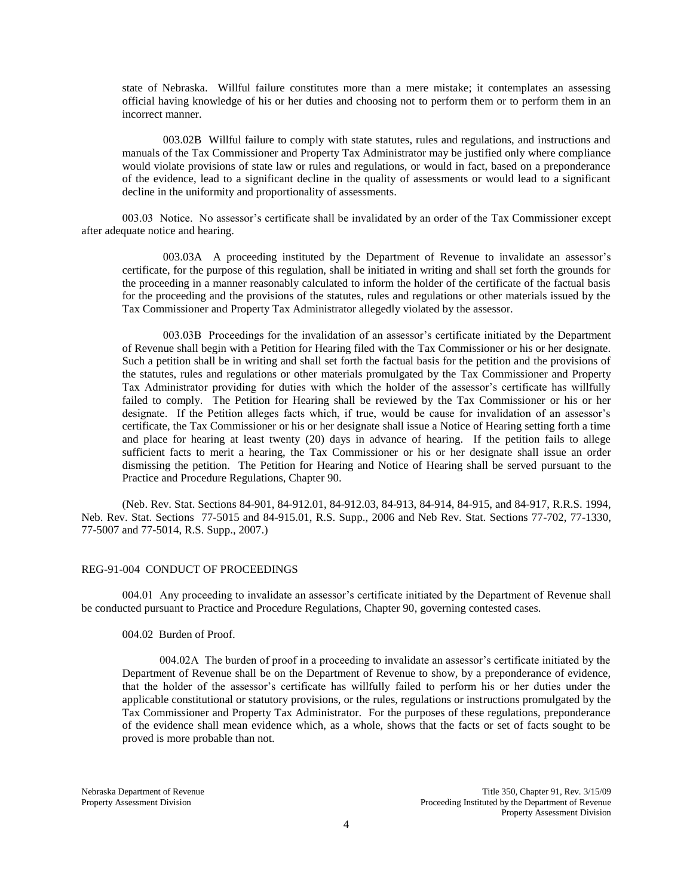state of Nebraska. Willful failure constitutes more than a mere mistake; it contemplates an assessing official having knowledge of his or her duties and choosing not to perform them or to perform them in an incorrect manner.

003.02B Willful failure to comply with state statutes, rules and regulations, and instructions and manuals of the Tax Commissioner and Property Tax Administrator may be justified only where compliance would violate provisions of state law or rules and regulations, or would in fact, based on a preponderance of the evidence, lead to a significant decline in the quality of assessments or would lead to a significant decline in the uniformity and proportionality of assessments.

003.03 Notice. No assessor's certificate shall be invalidated by an order of the Tax Commissioner except after adequate notice and hearing.

003.03A A proceeding instituted by the Department of Revenue to invalidate an assessor's certificate, for the purpose of this regulation, shall be initiated in writing and shall set forth the grounds for the proceeding in a manner reasonably calculated to inform the holder of the certificate of the factual basis for the proceeding and the provisions of the statutes, rules and regulations or other materials issued by the Tax Commissioner and Property Tax Administrator allegedly violated by the assessor.

003.03B Proceedings for the invalidation of an assessor's certificate initiated by the Department of Revenue shall begin with a Petition for Hearing filed with the Tax Commissioner or his or her designate. Such a petition shall be in writing and shall set forth the factual basis for the petition and the provisions of the statutes, rules and regulations or other materials promulgated by the Tax Commissioner and Property Tax Administrator providing for duties with which the holder of the assessor's certificate has willfully failed to comply. The Petition for Hearing shall be reviewed by the Tax Commissioner or his or her designate. If the Petition alleges facts which, if true, would be cause for invalidation of an assessor's certificate, the Tax Commissioner or his or her designate shall issue a Notice of Hearing setting forth a time and place for hearing at least twenty (20) days in advance of hearing. If the petition fails to allege sufficient facts to merit a hearing, the Tax Commissioner or his or her designate shall issue an order dismissing the petition. The Petition for Hearing and Notice of Hearing shall be served pursuant to the Practice and Procedure Regulations, Chapter 90.

(Neb. Rev. Stat. Sections 84-901, 84-912.01, 84-912.03, 84-913, 84-914, 84-915, and 84-917, R.R.S. 1994, Neb. Rev. Stat. Sections 77-5015 and 84-915.01, R.S. Supp., 2006 and Neb Rev. Stat. Sections 77-702, 77-1330, 77-5007 and 77-5014, R.S. Supp., 2007.)

## REG-91-004 CONDUCT OF PROCEEDINGS

004.01 Any proceeding to invalidate an assessor's certificate initiated by the Department of Revenue shall be conducted pursuant to Practice and Procedure Regulations, Chapter 90, governing contested cases.

004.02 Burden of Proof.

004.02A The burden of proof in a proceeding to invalidate an assessor's certificate initiated by the Department of Revenue shall be on the Department of Revenue to show, by a preponderance of evidence, that the holder of the assessor's certificate has willfully failed to perform his or her duties under the applicable constitutional or statutory provisions, or the rules, regulations or instructions promulgated by the Tax Commissioner and Property Tax Administrator. For the purposes of these regulations, preponderance of the evidence shall mean evidence which, as a whole, shows that the facts or set of facts sought to be proved is more probable than not.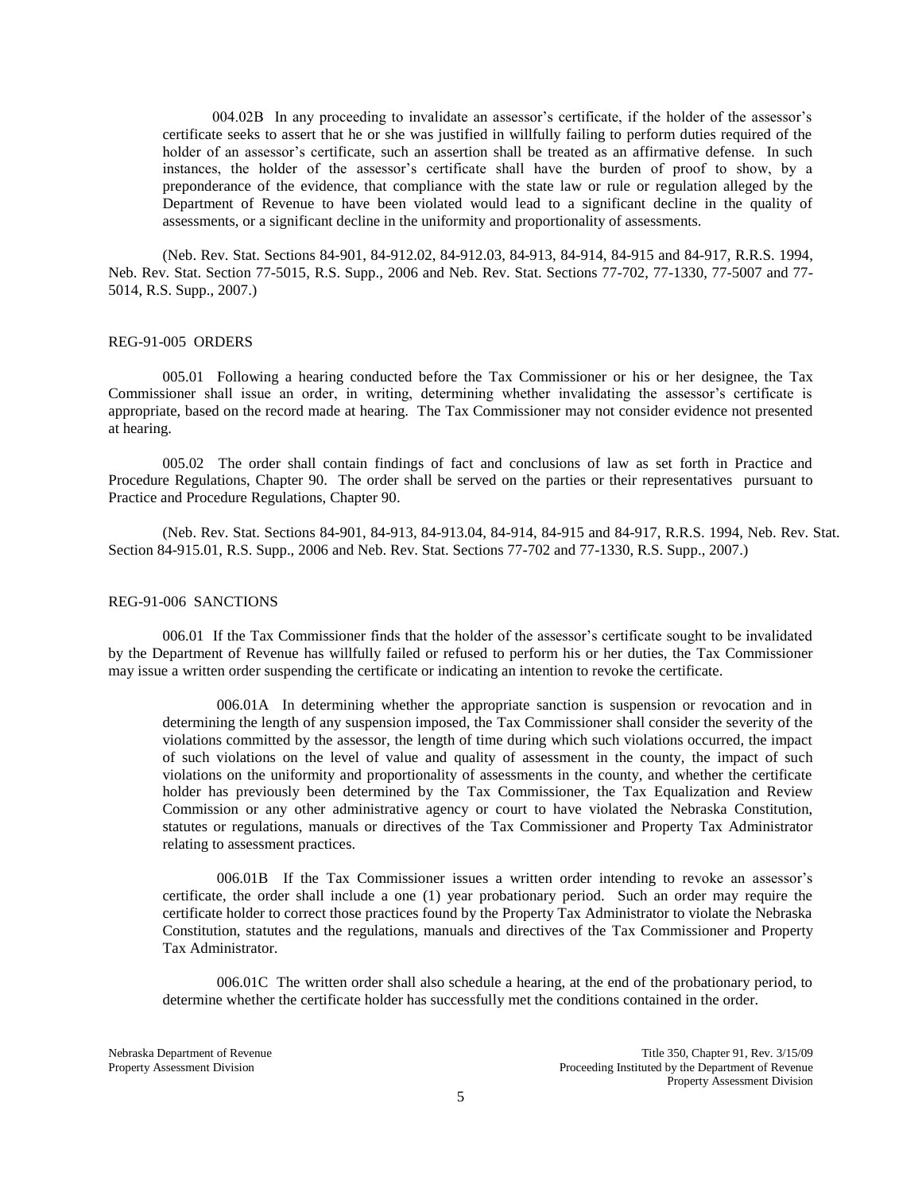004.02B In any proceeding to invalidate an assessor's certificate, if the holder of the assessor's certificate seeks to assert that he or she was justified in willfully failing to perform duties required of the holder of an assessor's certificate, such an assertion shall be treated as an affirmative defense. In such instances, the holder of the assessor's certificate shall have the burden of proof to show, by a preponderance of the evidence, that compliance with the state law or rule or regulation alleged by the Department of Revenue to have been violated would lead to a significant decline in the quality of assessments, or a significant decline in the uniformity and proportionality of assessments.

(Neb. Rev. Stat. Sections 84-901, 84-912.02, 84-912.03, 84-913, 84-914, 84-915 and 84-917, R.R.S. 1994, Neb. Rev. Stat. Section 77-5015, R.S. Supp., 2006 and Neb. Rev. Stat. Sections 77-702, 77-1330, 77-5007 and 77-5014, R.S. Supp., 2007.)

## REG-91-005 ORDERS

005.01 Following a hearing conducted before the Tax Commissioner or his or her designee, the Tax Commissioner shall issue an order, in writing, determining whether invalidating the assessor's certificate is appropriate, based on the record made at hearing. The Tax Commissioner may not consider evidence not presented at hearing.

005.02 The order shall contain findings of fact and conclusions of law as set forth in Practice and Procedure Regulations, Chapter 90. The order shall be served on the parties or their representatives pursuant to Practice and Procedure Regulations, Chapter 90.

(Neb. Rev. Stat. Sections 84-901, 84-913, 84-913.04, 84-914, 84-915 and 84-917, R.R.S. 1994, Neb. Rev. Stat. Section 84-915.01, R.S. Supp., 2006 and Neb. Rev. Stat. Sections 77-702 and 77-1330, R.S. Supp., 2007.)

## REG-91-006 SANCTIONS

006.01 If the Tax Commissioner finds that the holder of the assessor's certificate sought to be invalidated by the Department of Revenue has willfully failed or refused to perform his or her duties, the Tax Commissioner may issue a written order suspending the certificate or indicating an intention to revoke the certificate.

006.01A In determining whether the appropriate sanction is suspension or revocation and in determining the length of any suspension imposed, the Tax Commissioner shall consider the severity of the violations committed by the assessor, the length of time during which such violations occurred, the impact of such violations on the level of value and quality of assessment in the county, the impact of such violations on the uniformity and proportionality of assessments in the county, and whether the certificate holder has previously been determined by the Tax Commissioner, the Tax Equalization and Review Commission or any other administrative agency or court to have violated the Nebraska Constitution, statutes or regulations, manuals or directives of the Tax Commissioner and Property Tax Administrator relating to assessment practices.

006.01B If the Tax Commissioner issues a written order intending to revoke an assessor's certificate, the order shall include a one (1) year probationary period. Such an order may require the certificate holder to correct those practices found by the Property Tax Administrator to violate the Nebraska Constitution, statutes and the regulations, manuals and directives of the Tax Commissioner and Property Tax Administrator.

006.01C The written order shall also schedule a hearing, at the end of the probationary period, to determine whether the certificate holder has successfully met the conditions contained in the order.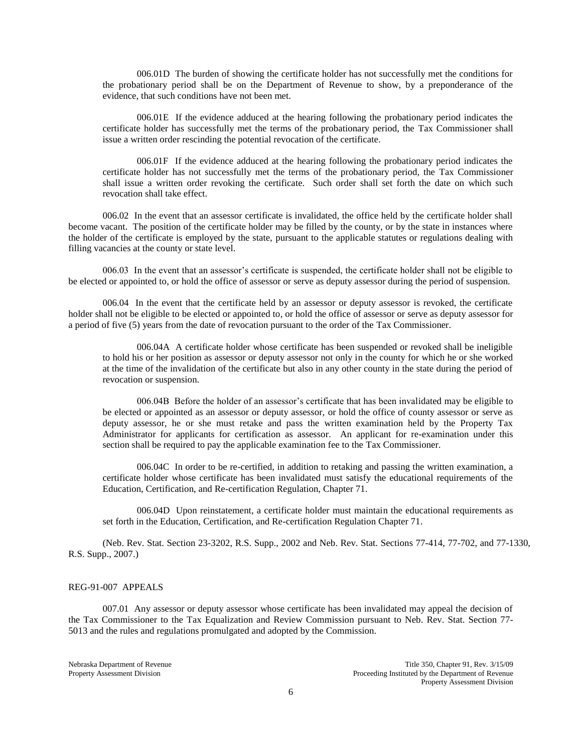006.01D The burden of showing the certificate holder has not successfully met the conditions for the probationary period shall be on the Department of Revenue to show, by a preponderance of the evidence, that such conditions have not been met.

006.01E If the evidence adduced at the hearing following the probationary period indicates the certificate holder has successfully met the terms of the probationary period, the Tax Commissioner shall issue a written order rescinding the potential revocation of the certificate.

006.01F If the evidence adduced at the hearing following the probationary period indicates the certificate holder has not successfully met the terms of the probationary period, the Tax Commissioner shall issue a written order revoking the certificate. Such order shall set forth the date on which such revocation shall take effect.

006.02 In the event that an assessor certificate is invalidated, the office held by the certificate holder shall become vacant. The position of the certificate holder may be filled by the county, or by the state in instances where the holder of the certificate is employed by the state, pursuant to the applicable statutes or regulations dealing with filling vacancies at the county or state level.

006.03 In the event that an assessor's certificate is suspended, the certificate holder shall not be eligible to be elected or appointed to, or hold the office of assessor or serve as deputy assessor during the period of suspension.

006.04 In the event that the certificate held by an assessor or deputy assessor is revoked, the certificate holder shall not be eligible to be elected or appointed to, or hold the office of assessor or serve as deputy assessor for a period of five (5) years from the date of revocation pursuant to the order of the Tax Commissioner.

006.04A A certificate holder whose certificate has been suspended or revoked shall be ineligible to hold his or her position as assessor or deputy assessor not only in the county for which he or she worked at the time of the invalidation of the certificate but also in any other county in the state during the period of revocation or suspension.

006.04B Before the holder of an assessor's certificate that has been invalidated may be eligible to be elected or appointed as an assessor or deputy assessor, or hold the office of county assessor or serve as deputy assessor, he or she must retake and pass the written examination held by the Property Tax Administrator for applicants for certification as assessor. An applicant for re-examination under this section shall be required to pay the applicable examination fee to the Tax Commissioner.

006.04C In order to be re-certified, in addition to retaking and passing the written examination, a certificate holder whose certificate has been invalidated must satisfy the educational requirements of the Education, Certification, and Re-certification Regulation, Chapter 71.

006.04D Upon reinstatement, a certificate holder must maintain the educational requirements as set forth in the Education, Certification, and Re-certification Regulation Chapter 71.

(Neb. Rev. Stat. Section 23-3202, R.S. Supp., 2002 and Neb. Rev. Stat. Sections 77-414, 77-702, and 77-1330, R.S. Supp., 2007.)

REG-91-007 APPEALS

007.01 Any assessor or deputy assessor whose certificate has been invalidated may appeal the decision of the Tax Commissioner to the Tax Equalization and Review Commission pursuant to Neb. Rev. Stat. Section 77-5013 and the rules and regulations promulgated and adopted by the Commission.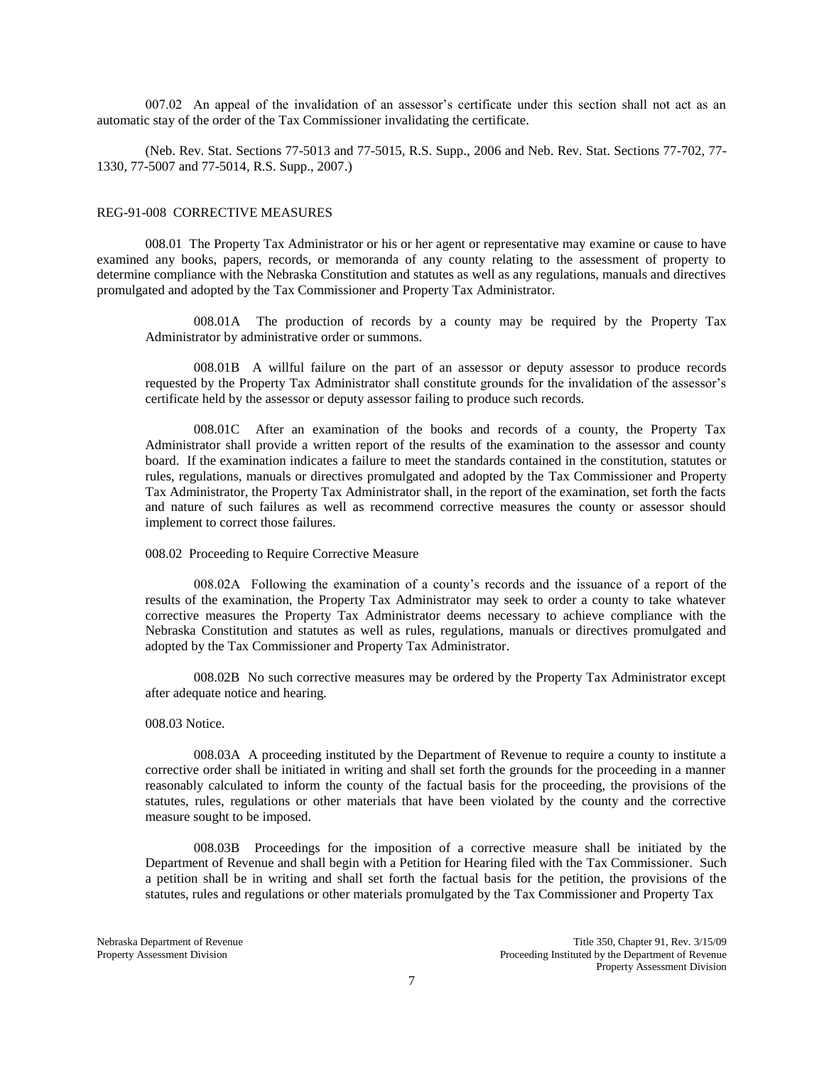007.02 An appeal of the invalidation of an assessor's certificate under this section shall not act as an automatic stay of the order of the Tax Commissioner invalidating the certificate.

(Neb. Rev. Stat. Sections 77-5013 and 77-5015, R.S. Supp., 2006 and Neb. Rev. Stat. Sections 77-702, 77-1330, 77-5007 and 77-5014, R.S. Supp., 2007.)

## REG-91-008 CORRECTIVE MEASURES

008.01 The Property Tax Administrator or his or her agent or representative may examine or cause to have examined any books, papers, records, or memoranda of any county relating to the assessment of property to determine compliance with the Nebraska Constitution and statutes as well as any regulations, manuals and directives promulgated and adopted by the Tax Commissioner and Property Tax Administrator.

008.01A The production of records by a county may be required by the Property Tax Administrator by administrative order or summons.

008.01B A willful failure on the part of an assessor or deputy assessor to produce records requested by the Property Tax Administrator shall constitute grounds for the invalidation of the assessor's certificate held by the assessor or deputy assessor failing to produce such records.

008.01C After an examination of the books and records of a county, the Property Tax Administrator shall provide a written report of the results of the examination to the assessor and county board. If the examination indicates a failure to meet the standards contained in the constitution, statutes or rules, regulations, manuals or directives promulgated and adopted by the Tax Commissioner and Property Tax Administrator, the Property Tax Administrator shall, in the report of the examination, set forth the facts and nature of such failures as well as recommend corrective measures the county or assessor should implement to correct those failures.

008.02 Proceeding to Require Corrective Measure

008.02A Following the examination of a county's records and the issuance of a report of the results of the examination, the Property Tax Administrator may seek to order a county to take whatever corrective measures the Property Tax Administrator deems necessary to achieve compliance with the Nebraska Constitution and statutes as well as rules, regulations, manuals or directives promulgated and adopted by the Tax Commissioner and Property Tax Administrator.

008.02B No such corrective measures may be ordered by the Property Tax Administrator except after adequate notice and hearing.

008.03 Notice.

008.03A A proceeding instituted by the Department of Revenue to require a county to institute a corrective order shall be initiated in writing and shall set forth the grounds for the proceeding in a manner reasonably calculated to inform the county of the factual basis for the proceeding, the provisions of the statutes, rules, regulations or other materials that have been violated by the county and the corrective measure sought to be imposed.

008.03B Proceedings for the imposition of a corrective measure shall be initiated by the Department of Revenue and shall begin with a Petition for Hearing filed with the Tax Commissioner. Such a petition shall be in writing and shall set forth the factual basis for the petition, the provisions of the statutes, rules and regulations or other materials promulgated by the Tax Commissioner and Property Tax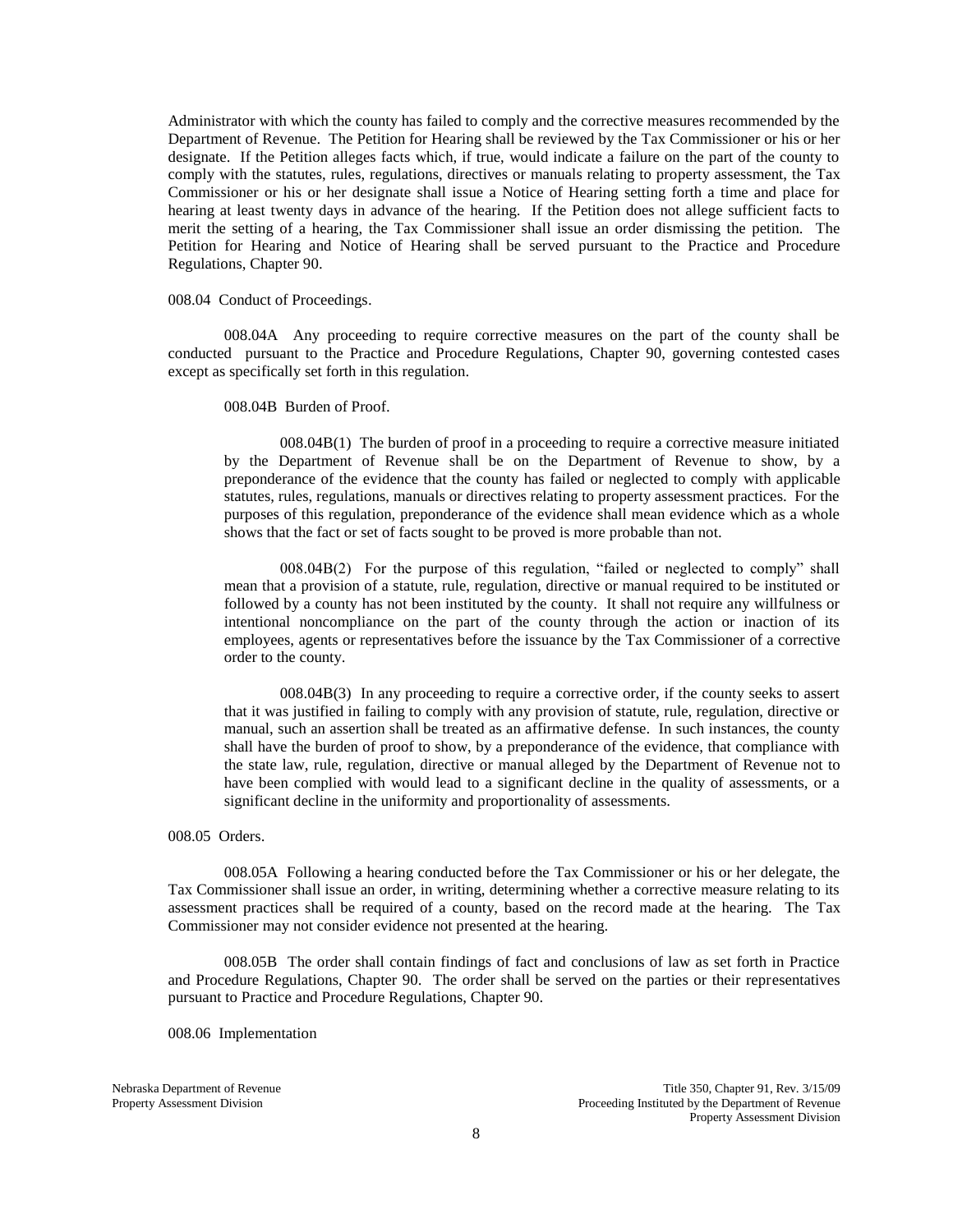Administrator with which the county has failed to comply and the corrective measures recommended by the Department of Revenue. The Petition for Hearing shall be reviewed by the Tax Commissioner or his or her designate. If the Petition alleges facts which, if true, would indicate a failure on the part of the county to comply with the statutes, rules, regulations, directives or manuals relating to property assessment, the Tax Commissioner or his or her designate shall issue a Notice of Hearing setting forth a time and place for hearing at least twenty days in advance of the hearing. If the Petition does not allege sufficient facts to merit the setting of a hearing, the Tax Commissioner shall issue an order dismissing the petition. The Petition for Hearing and Notice of Hearing shall be served pursuant to the Practice and Procedure Regulations, Chapter 90.

008.04 Conduct of Proceedings.

008.04A Any proceeding to require corrective measures on the part of the county shall be conducted pursuant to the Practice and Procedure Regulations, Chapter 90, governing contested cases except as specifically set forth in this regulation.

008.04B Burden of Proof.

008.04B(1) The burden of proof in a proceeding to require a corrective measure initiated by the Department of Revenue shall be on the Department of Revenue to show, by a preponderance of the evidence that the county has failed or neglected to comply with applicable statutes, rules, regulations, manuals or directives relating to property assessment practices. For the purposes of this regulation, preponderance of the evidence shall mean evidence which as a whole shows that the fact or set of facts sought to be proved is more probable than not.

008.04B(2) For the purpose of this regulation, "failed or neglected to comply" shall mean that a provision of a statute, rule, regulation, directive or manual required to be instituted or followed by a county has not been instituted by the county. It shall not require any willfulness or intentional noncompliance on the part of the county through the action or inaction of its employees, agents or representatives before the issuance by the Tax Commissioner of a corrective order to the county.

008.04B(3) In any proceeding to require a corrective order, if the county seeks to assert that it was justified in failing to comply with any provision of statute, rule, regulation, directive or manual, such an assertion shall be treated as an affirmative defense. In such instances, the county shall have the burden of proof to show, by a preponderance of the evidence, that compliance with the state law, rule, regulation, directive or manual alleged by the Department of Revenue not to have been complied with would lead to a significant decline in the quality of assessments, or a significant decline in the uniformity and proportionality of assessments.

008.05 Orders.

008.05A Following a hearing conducted before the Tax Commissioner or his or her delegate, the Tax Commissioner shall issue an order, in writing, determining whether a corrective measure relating to its assessment practices shall be required of a county, based on the record made at the hearing. The Tax Commissioner may not consider evidence not presented at the hearing.

008.05B The order shall contain findings of fact and conclusions of law as set forth in Practice and Procedure Regulations, Chapter 90. The order shall be served on the parties or their representatives pursuant to Practice and Procedure Regulations, Chapter 90.

008.06 Implementation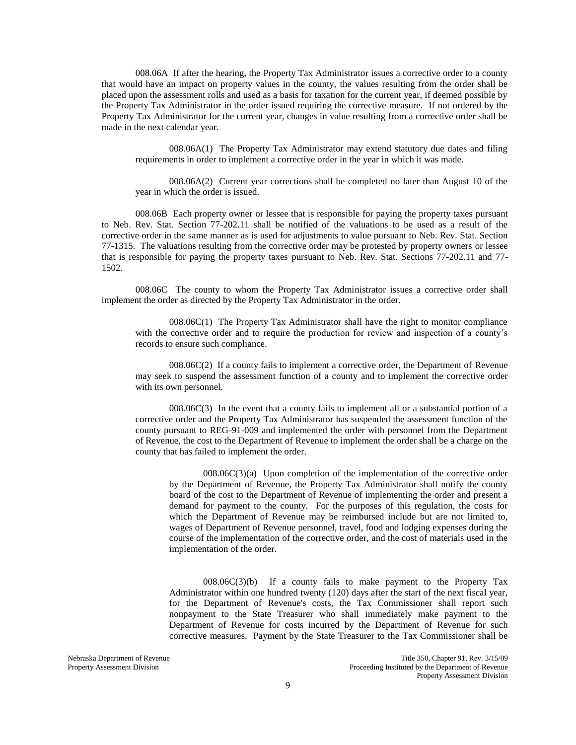008.06A If after the hearing, the Property Tax Administrator issues a corrective order to a county that would have an impact on property values in the county, the values resulting from the order shall be placed upon the assessment rolls and used as a basis for taxation for the current year, if deemed possible by the Property Tax Administrator in the order issued requiring the corrective measure. If not ordered by the Property Tax Administrator for the current year, changes in value resulting from a corrective order shall be made in the next calendar year.

008.06A(1) The Property Tax Administrator may extend statutory due dates and filing requirements in order to implement a corrective order in the year in which it was made.

008.06A(2) Current year corrections shall be completed no later than August 10 of the year in which the order is issued.

008.06B Each property owner or lessee that is responsible for paying the property taxes pursuant to Neb. Rev. Stat. Section 77-202.11 shall be notified of the valuations to be used as a result of the corrective order in the same manner as is used for adjustments to value pursuant to Neb. Rev. Stat. Section 77-1315. The valuations resulting from the corrective order may be protested by property owners or lessee that is responsible for paying the property taxes pursuant to Neb. Rev. Stat. Sections 77-202.11 and 77-1502.

008.06C The county to whom the Property Tax Administrator issues a corrective order shall implement the order as directed by the Property Tax Administrator in the order.

008.06C(1) The Property Tax Administrator shall have the right to monitor compliance with the corrective order and to require the production for review and inspection of a county's records to ensure such compliance.

008.06C(2) If a county fails to implement a corrective order, the Department of Revenue may seek to suspend the assessment function of a county and to implement the corrective order with its own personnel.

008.06C(3) In the event that a county fails to implement all or a substantial portion of a corrective order and the Property Tax Administrator has suspended the assessment function of the county pursuant to REG-91-009 and implemented the order with personnel from the Department of Revenue, the cost to the Department of Revenue to implement the order shall be a charge on the county that has failed to implement the order.

008.06C(3)(a) Upon completion of the implementation of the corrective order by the Department of Revenue, the Property Tax Administrator shall notify the county board of the cost to the Department of Revenue of implementing the order and present a demand for payment to the county. For the purposes of this regulation, the costs for which the Department of Revenue may be reimbursed include but are not limited to, wages of Department of Revenue personnel, travel, food and lodging expenses during the course of the implementation of the corrective order, and the cost of materials used in the implementation of the order.

008.06C(3)(b) If a county fails to make payment to the Property Tax Administrator within one hundred twenty (120) days after the start of the next fiscal year, for the Department of Revenue's costs, the Tax Commissioner shall report such nonpayment to the State Treasurer who shall immediately make payment to the Department of Revenue for costs incurred by the Department of Revenue for such corrective measures. Payment by the State Treasurer to the Tax Commissioner shall be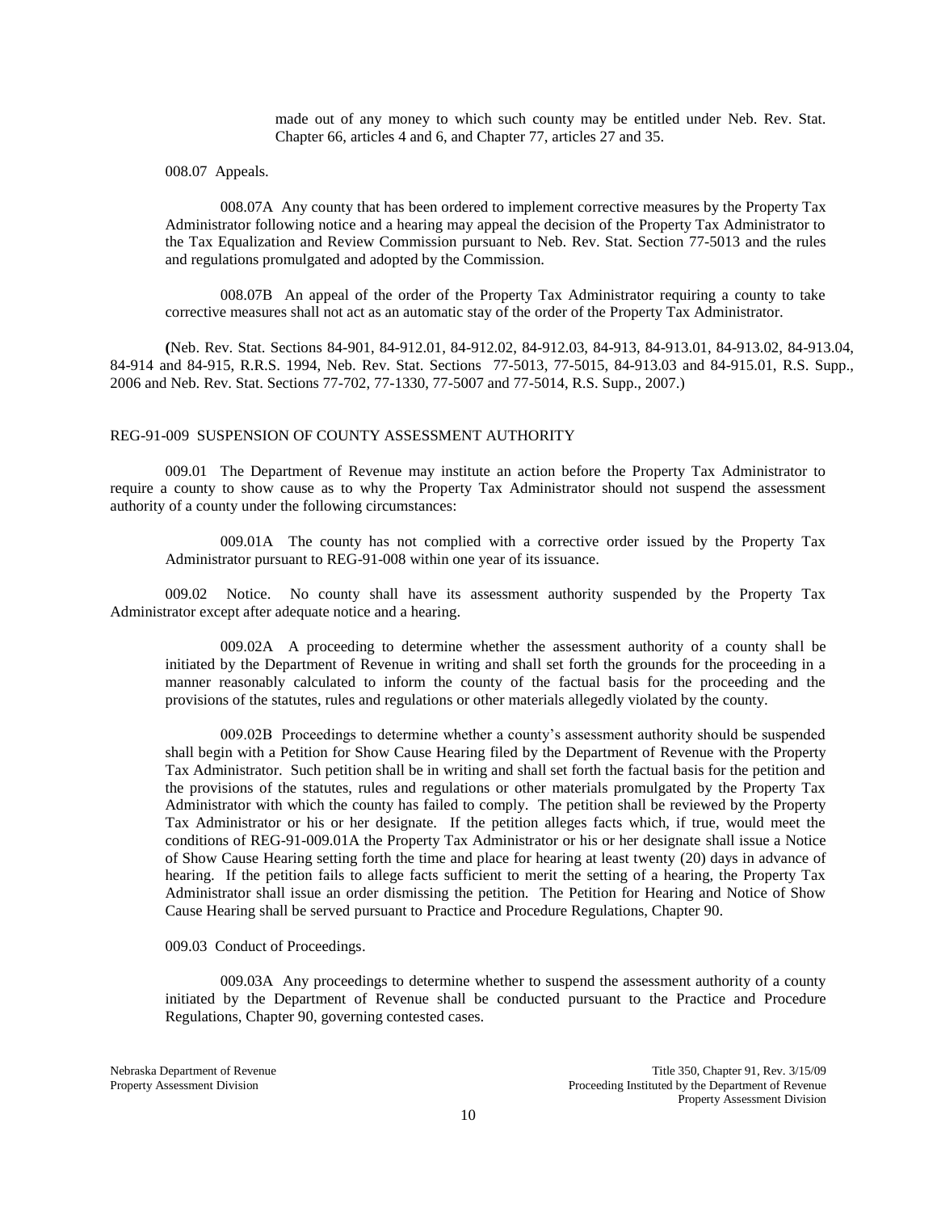made out of any money to which such county may be entitled under Neb. Rev. Stat. Chapter 66, articles 4 and 6, and Chapter 77, articles 27 and 35.

008.07 Appeals.

008.07A Any county that has been ordered to implement corrective measures by the Property Tax Administrator following notice and a hearing may appeal the decision of the Property Tax Administrator to the Tax Equalization and Review Commission pursuant to Neb. Rev. Stat. Section 77-5013 and the rules and regulations promulgated and adopted by the Commission.

008.07B An appeal of the order of the Property Tax Administrator requiring a county to take corrective measures shall not act as an automatic stay of the order of the Property Tax Administrator.

(Neb. Rev. Stat. Sections 84-901, 84-912.01, 84-912.02, 84-912.03, 84-913, 84-913.01, 84-913.02, 84-913.04, 84-914 and 84-915, R.R.S. 1994, Neb. Rev. Stat. Sections 77-5013, 77-5015, 84-913.03 and 84-915.01, R.S. Supp., 2006 and Neb. Rev. Stat. Sections 77-702, 77-1330, 77-5007 and 77-5014, R.S. Supp., 2007.)

## REG-91-009 SUSPENSION OF COUNTY ASSESSMENT AUTHORITY

009.01 The Department of Revenue may institute an action before the Property Tax Administrator to require a county to show cause as to why the Property Tax Administrator should not suspend the assessment authority of a county under the following circumstances:

009.01A The county has not complied with a corrective order issued by the Property Tax Administrator pursuant to REG-91-008 within one year of its issuance.

009.02 Notice. No county shall have its assessment authority suspended by the Property Tax Administrator except after adequate notice and a hearing.

009.02A A proceeding to determine whether the assessment authority of a county shall be initiated by the Department of Revenue in writing and shall set forth the grounds for the proceeding in a manner reasonably calculated to inform the county of the factual basis for the proceeding and the provisions of the statutes, rules and regulations or other materials allegedly violated by the county.

009.02B Proceedings to determine whether a county's assessment authority should be suspended shall begin with a Petition for Show Cause Hearing filed by the Department of Revenue with the Property Tax Administrator. Such petition shall be in writing and shall set forth the factual basis for the petition and the provisions of the statutes, rules and regulations or other materials promulgated by the Property Tax Administrator with which the county has failed to comply. The petition shall be reviewed by the Property Tax Administrator or his or her designate. If the petition alleges facts which, if true, would meet the conditions of REG-91-009.01A the Property Tax Administrator or his or her designate shall issue a Notice of Show Cause Hearing setting forth the time and place for hearing at least twenty (20) days in advance of hearing. If the petition fails to allege facts sufficient to merit the setting of a hearing, the Property Tax Administrator shall issue an order dismissing the petition. The Petition for Hearing and Notice of Show Cause Hearing shall be served pursuant to Practice and Procedure Regulations, Chapter 90.

009.03 Conduct of Proceedings.

009.03A Any proceedings to determine whether to suspend the assessment authority of a county initiated by the Department of Revenue shall be conducted pursuant to the Practice and Procedure Regulations, Chapter 90, governing contested cases.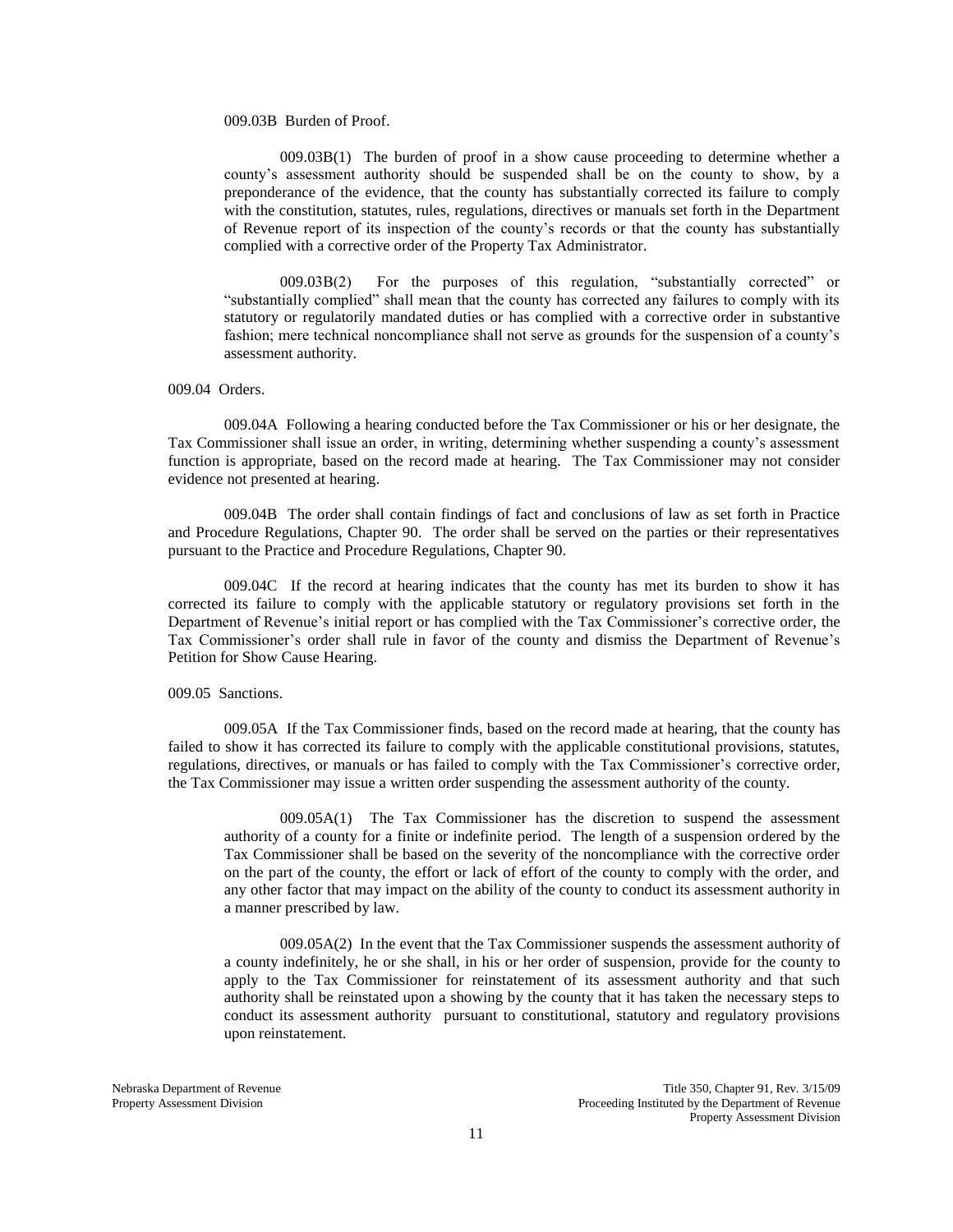009.03B Burden of Proof.

009.03B(1) The burden of proof in a show cause proceeding to determine whether a county's assessment authority should be suspended shall be on the county to show, by a preponderance of the evidence, that the county has substantially corrected its failure to comply with the constitution, statutes, rules, regulations, directives or manuals set forth in the Department of Revenue report of its inspection of the county's records or that the county has substantially complied with a corrective order of the Property Tax Administrator.

009.03B(2) For the purposes of this regulation, "substantially corrected" or "substantially complied" shall mean that the county has corrected any failures to comply with its statutory or regulatorily mandated duties or has complied with a corrective order in substantive fashion; mere technical noncompliance shall not serve as grounds for the suspension of a county's assessment authority.

009.04 Orders.

009.04A Following a hearing conducted before the Tax Commissioner or his or her designate, the Tax Commissioner shall issue an order, in writing, determining whether suspending a county's assessment function is appropriate, based on the record made at hearing. The Tax Commissioner may not consider evidence not presented at hearing.

009.04B The order shall contain findings of fact and conclusions of law as set forth in Practice and Procedure Regulations, Chapter 90. The order shall be served on the parties or their representatives pursuant to the Practice and Procedure Regulations, Chapter 90.

009.04C If the record at hearing indicates that the county has met its burden to show it has corrected its failure to comply with the applicable statutory or regulatory provisions set forth in the Department of Revenue's initial report or has complied with the Tax Commissioner's corrective order, the Tax Commissioner's order shall rule in favor of the county and dismiss the Department of Revenue's Petition for Show Cause Hearing.

009.05 Sanctions.

009.05A If the Tax Commissioner finds, based on the record made at hearing, that the county has failed to show it has corrected its failure to comply with the applicable constitutional provisions, statutes, regulations, directives, or manuals or has failed to comply with the Tax Commissioner's corrective order, the Tax Commissioner may issue a written order suspending the assessment authority of the county.

009.05A(1) The Tax Commissioner has the discretion to suspend the assessment authority of a county for a finite or indefinite period. The length of a suspension ordered by the Tax Commissioner shall be based on the severity of the noncompliance with the corrective order on the part of the county, the effort or lack of effort of the county to comply with the order, and any other factor that may impact on the ability of the county to conduct its assessment authority in a manner prescribed by law.

009.05A(2) In the event that the Tax Commissioner suspends the assessment authority of a county indefinitely, he or she shall, in his or her order of suspension, provide for the county to apply to the Tax Commissioner for reinstatement of its assessment authority and that such authority shall be reinstated upon a showing by the county that it has taken the necessary steps to conduct its assessment authority pursuant to constitutional, statutory and regulatory provisions upon reinstatement.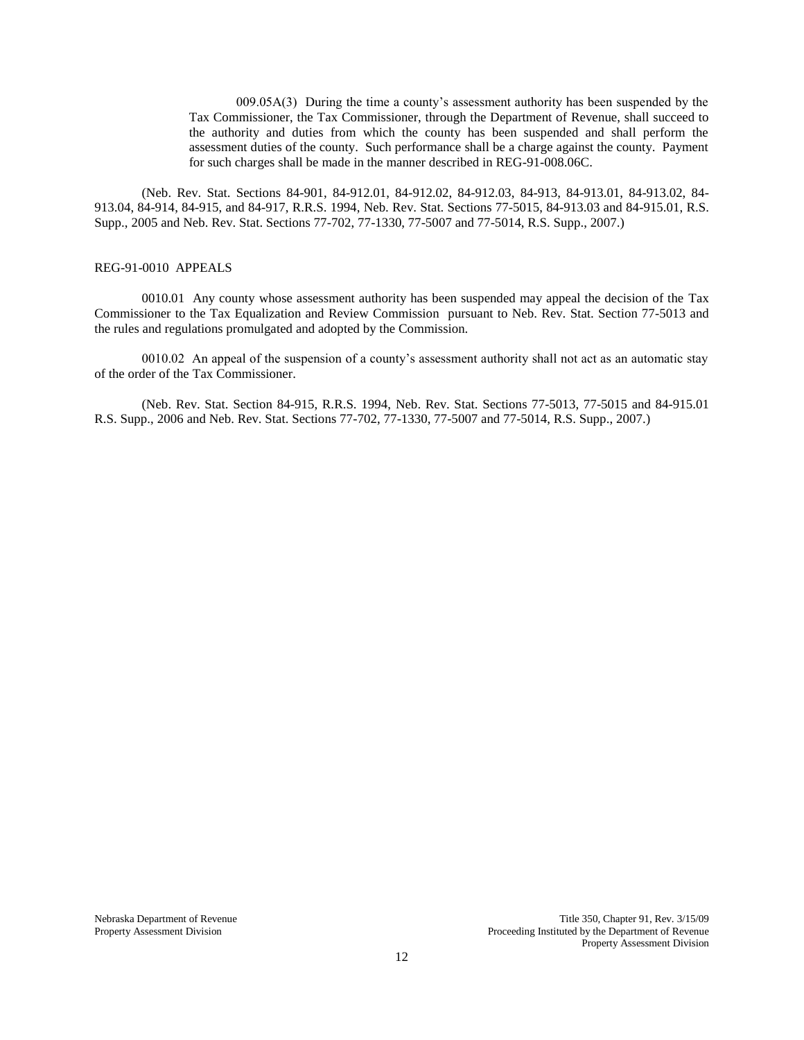009.05A(3) During the time a county's assessment authority has been suspended by the Tax Commissioner, the Tax Commissioner, through the Department of Revenue, shall succeed to the authority and duties from which the county has been suspended and shall perform the assessment duties of the county. Such performance shall be a charge against the county. Payment for such charges shall be made in the manner described in REG-91-008.06C.

(Neb. Rev. Stat. Sections 84-901, 84-912.01, 84-912.02, 84-912.03, 84-913, 84-913.01, 84-913.02, 84-913.04, 84-914, 84-915, and 84-917, R.R.S. 1994, Neb. Rev. Stat. Sections 77-5015, 84-913.03 and 84-915.01, R.S. Supp., 2005 and Neb. Rev. Stat. Sections 77-702, 77-1330, 77-5007 and 77-5014, R.S. Supp., 2007.)

REG-91-0010 APPEALS

0010.01 Any county whose assessment authority has been suspended may appeal the decision of the Tax Commissioner to the Tax Equalization and Review Commission pursuant to Neb. Rev. Stat. Section 77-5013 and the rules and regulations promulgated and adopted by the Commission.

0010.02 An appeal of the suspension of a county's assessment authority shall not act as an automatic stay of the order of the Tax Commissioner.

(Neb. Rev. Stat. Section 84-915, R.R.S. 1994, Neb. Rev. Stat. Sections 77-5013, 77-5015 and 84-915.01 R.S. Supp., 2006 and Neb. Rev. Stat. Sections 77-702, 77-1330, 77-5007 and 77-5014, R.S. Supp., 2007.)